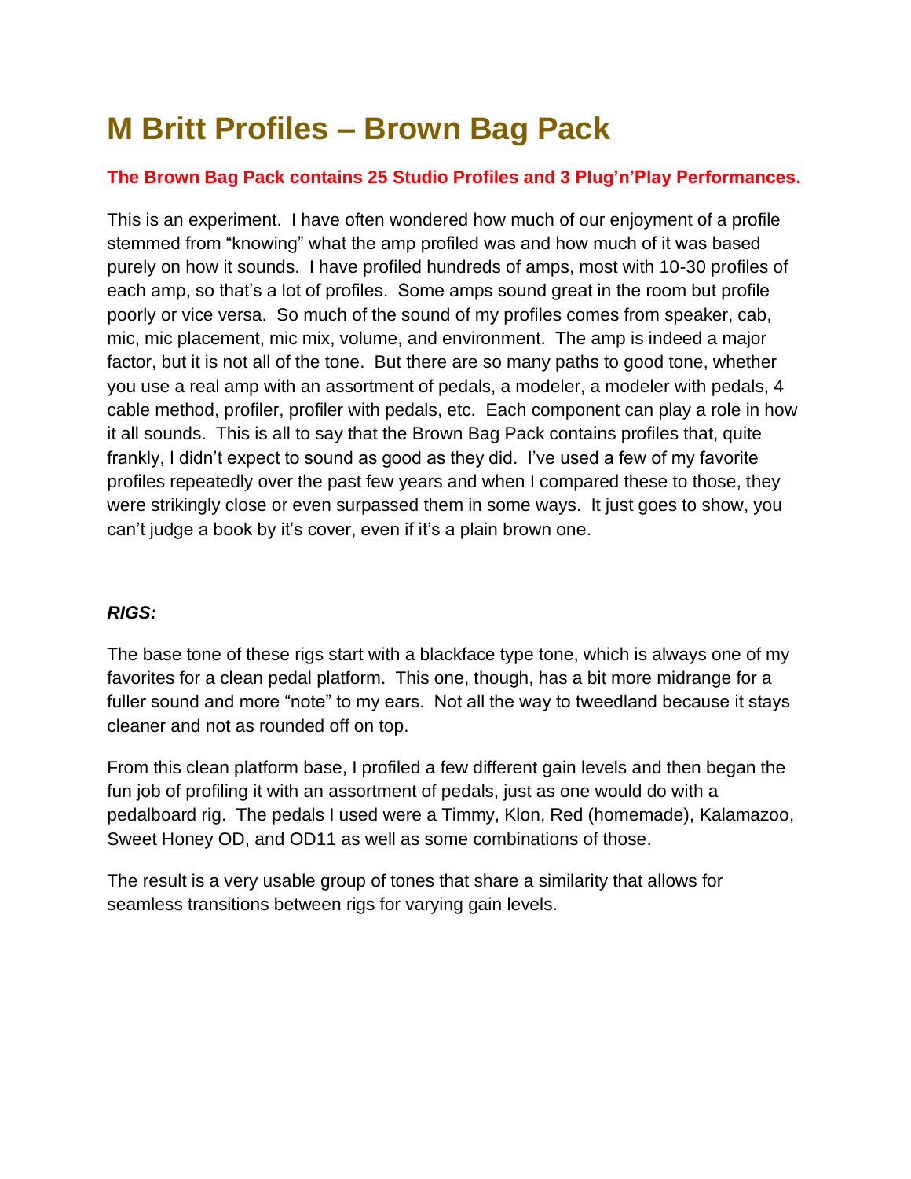# M Britt Profiles – Brown Bag Pack

**The Brown Bag Pack contains 25 Studio Profiles and 3 Plug'n'Play Performances.**

This is an experiment. I have often wondered how much of our enjoyment of a profile stemmed from "knowing" what the amp profiled was and how much of it was based purely on how it sounds. I have profiled hundreds of amps, most with 10-30 profiles of each amp, so that's a lot of profiles. Some amps sound great in the room but profile poorly or vice versa. So much of the sound of my profiles comes from speaker, cab, mic, mic placement, mic mix, volume, and environment. The amp is indeed a major factor, but it is not all of the tone. But there are so many paths to good tone, whether you use a real amp with an assortment of pedals, a modeler, a modeler with pedals, 4 cable method, profiler, profiler with pedals, etc. Each component can play a role in how it all sounds. This is all to say that the Brown Bag Pack contains profiles that, quite frankly, I didn't expect to sound as good as they did. I've used a few of my favorite profiles repeatedly over the past few years and when I compared these to those, they were strikingly close or even surpassed them in some ways. It just goes to show, you can't judge a book by it's cover, even if it's a plain brown one.

***RIGS:***

The base tone of these rigs start with a blackface type tone, which is always one of my favorites for a clean pedal platform. This one, though, has a bit more midrange for a fuller sound and more "note" to my ears. Not all the way to tweedland because it stays cleaner and not as rounded off on top.

From this clean platform base, I profiled a few different gain levels and then began the fun job of profiling it with an assortment of pedals, just as one would do with a pedalboard rig. The pedals I used were a Timmy, Klon, Red (homemade), Kalamazoo, Sweet Honey OD, and OD11 as well as some combinations of those.

The result is a very usable group of tones that share a similarity that allows for seamless transitions between rigs for varying gain levels.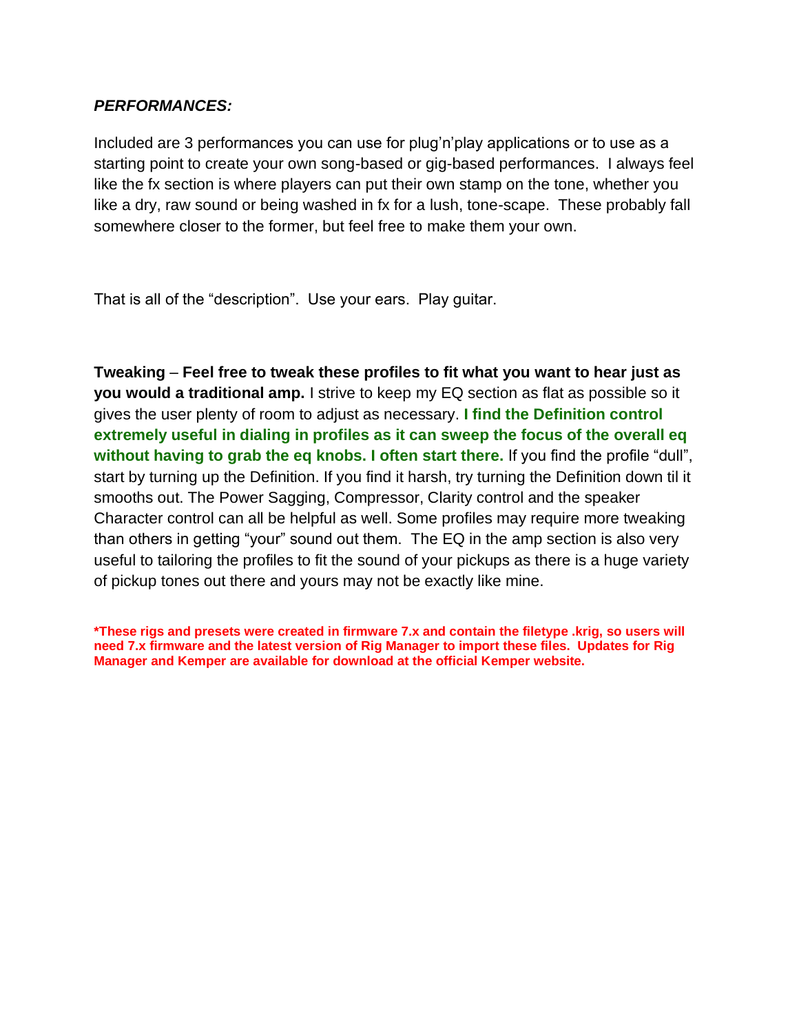***PERFORMANCES:***

Included are 3 performances you can use for plug'n'play applications or to use as a starting point to create your own song-based or gig-based performances. I always feel like the fx section is where players can put their own stamp on the tone, whether you like a dry, raw sound or being washed in fx for a lush, tone-scape. These probably fall somewhere closer to the former, but feel free to make them your own.

That is all of the "description". Use your ears. Play guitar.

**Tweaking** – **Feel free to tweak these profiles to fit what you want to hear just as you would a traditional amp.** I strive to keep my EQ section as flat as possible so it gives the user plenty of room to adjust as necessary. **I find the Definition control extremely useful in dialing in profiles as it can sweep the focus of the overall eq without having to grab the eq knobs. I often start there.** If you find the profile "dull", start by turning up the Definition. If you find it harsh, try turning the Definition down til it smooths out. The Power Sagging, Compressor, Clarity control and the speaker Character control can all be helpful as well. Some profiles may require more tweaking than others in getting "your" sound out them. The EQ in the amp section is also very useful to tailoring the profiles to fit the sound of your pickups as there is a huge variety of pickup tones out there and yours may not be exactly like mine.

**\*These rigs and presets were created in firmware 7.x and contain the filetype .krig, so users will need 7.x firmware and the latest version of Rig Manager to import these files. Updates for Rig Manager and Kemper are available for download at the official Kemper website.**